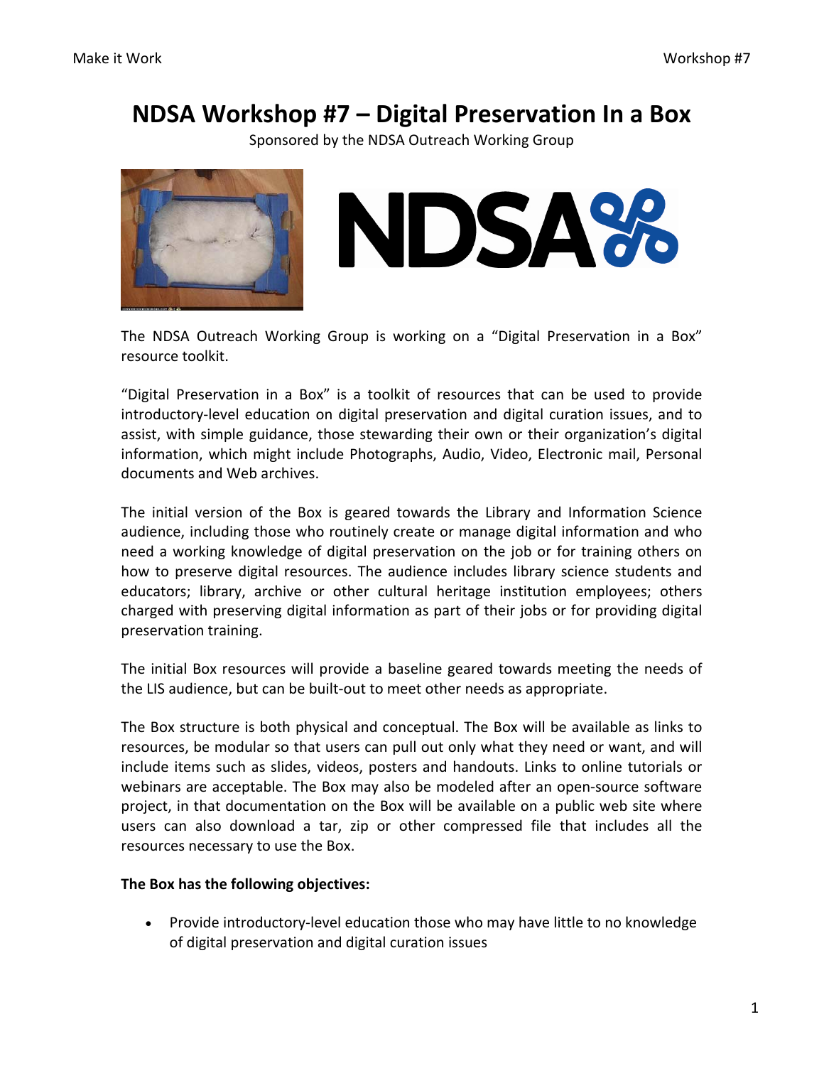# NDSA Workshop #7 – Digital Preservation In a Box

Sponsored by the NDSA Outreach Working Group

The NDSA Outreach Working Group is working on a "Digital Preservation in a Box" resource toolkit.

"Digital Preservation in a Box" is a toolkit of resources that can be used to provide introductory-level education on digital preservation and digital curation issues, and to assist, with simple guidance, those stewarding their own or their organization's digital information, which might include Photographs, Audio, Video, Electronic mail, Personal documents and Web archives.

The initial version of the Box is geared towards the Library and Information Science audience, including those who routinely create or manage digital information and who need a working knowledge of digital preservation on the job or for training others on how to preserve digital resources. The audience includes library science students and educators; library, archive or other cultural heritage institution employees; others charged with preserving digital information as part of their jobs or for providing digital preservation training.

The initial Box resources will provide a baseline geared towards meeting the needs of the LIS audience, but can be built-out to meet other needs as appropriate.

The Box structure is both physical and conceptual. The Box will be available as links to resources, be modular so that users can pull out only what they need or want, and will include items such as slides, videos, posters and handouts. Links to online tutorials or webinars are acceptable. The Box may also be modeled after an open-source software project, in that documentation on the Box will be available on a public web site where users can also download a tar, zip or other compressed file that includes all the resources necessary to use the Box.

**The Box has the following objectives:**

- Provide introductory-level education those who may have little to no knowledge of digital preservation and digital curation issues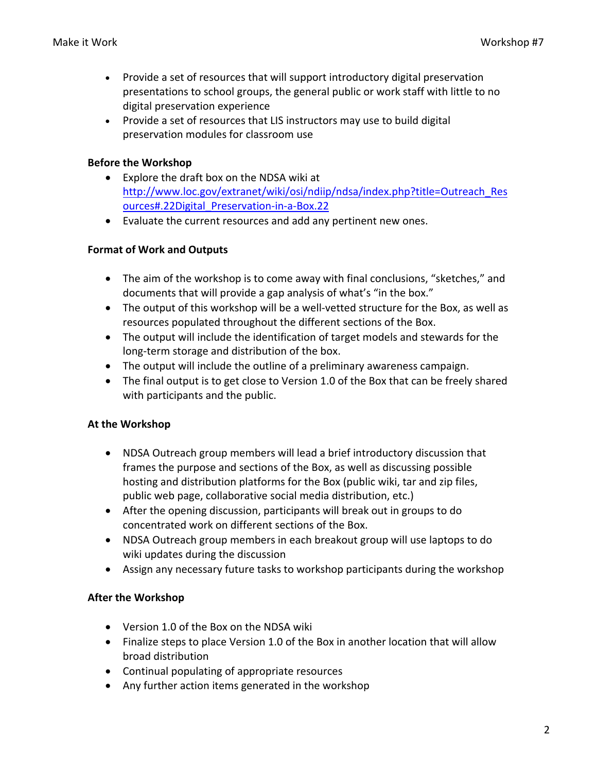- Provide a set of resources that will support introductory digital preservation presentations to school groups, the general public or work staff with little to no digital preservation experience
- Provide a set of resources that LIS instructors may use to build digital preservation modules for classroom use

**Before the Workshop**

- Explore the draft box on the NDSA wiki at [http://www.loc.gov/extranet/wiki/osi/ndiip/ndsa/index.php?title=Outreach_Resources#.22Digital_Preservation-in-a-Box.22](http://www.loc.gov/extranet/wiki/osi/ndiip/ndsa/index.php?title=Outreach_Resources#.22Digital_Preservation-in-a-Box.22)
- Evaluate the current resources and add any pertinent new ones.

**Format of Work and Outputs**

- The aim of the workshop is to come away with final conclusions, "sketches," and documents that will provide a gap analysis of what's "in the box."
- The output of this workshop will be a well-vetted structure for the Box, as well as resources populated throughout the different sections of the Box.
- The output will include the identification of target models and stewards for the long-term storage and distribution of the box.
- The output will include the outline of a preliminary awareness campaign.
- The final output is to get close to Version 1.0 of the Box that can be freely shared with participants and the public.

**At the Workshop**

- NDSA Outreach group members will lead a brief introductory discussion that frames the purpose and sections of the Box, as well as discussing possible hosting and distribution platforms for the Box (public wiki, tar and zip files, public web page, collaborative social media distribution, etc.)
- After the opening discussion, participants will break out in groups to do concentrated work on different sections of the Box.
- NDSA Outreach group members in each breakout group will use laptops to do wiki updates during the discussion
- Assign any necessary future tasks to workshop participants during the workshop

**After the Workshop**

- Version 1.0 of the Box on the NDSA wiki
- Finalize steps to place Version 1.0 of the Box in another location that will allow broad distribution
- Continual populating of appropriate resources
- Any further action items generated in the workshop